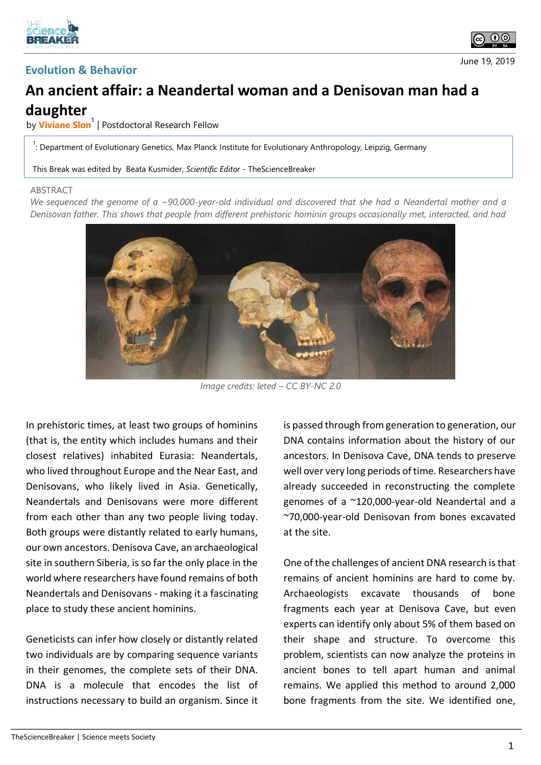Evolution & Behavior

June 19, 2019

# An ancient affair: a Neandertal woman and a Denisovan man had a daughter

by **Viviane Slon**[1] | Postdoctoral Research Fellow

[1]: Department of Evolutionary Genetics, Max Planck Institute for Evolutionary Anthropology, Leipzig, Germany

This Break was edited by Beata Kusmider, *Scientific Editor* - TheScienceBreaker

ABSTRACT

*We sequenced the genome of a ~90,000-year-old individual and discovered that she had a Neandertal mother and a Denisovan father. This shows that people from different prehistoric hominin groups occasionally met, interacted, and had*

*Image credits: leted – CC BY-NC 2.0*

In prehistoric times, at least two groups of hominins (that is, the entity which includes humans and their closest relatives) inhabited Eurasia: Neandertals, who lived throughout Europe and the Near East, and Denisovans, who likely lived in Asia. Genetically, Neandertals and Denisovans were more different from each other than any two people living today. Both groups were distantly related to early humans, our own ancestors. Denisova Cave, an archaeological site in southern Siberia, is so far the only place in the world where researchers have found remains of both Neandertals and Denisovans - making it a fascinating place to study these ancient hominins.

Geneticists can infer how closely or distantly related two individuals are by comparing sequence variants in their genomes, the complete sets of their DNA. DNA is a molecule that encodes the list of instructions necessary to build an organism. Since it is passed through from generation to generation, our DNA contains information about the history of our ancestors. In Denisova Cave, DNA tends to preserve well over very long periods of time. Researchers have already succeeded in reconstructing the complete genomes of a ~120,000-year-old Neandertal and a ~70,000-year-old Denisovan from bones excavated at the site.

One of the challenges of ancient DNA research is that remains of ancient hominins are hard to come by. Archaeologists excavate thousands of bone fragments each year at Denisova Cave, but even experts can identify only about 5% of them based on their shape and structure. To overcome this problem, scientists can now analyze the proteins in ancient bones to tell apart human and animal remains. We applied this method to around 2,000 bone fragments from the site. We identified one,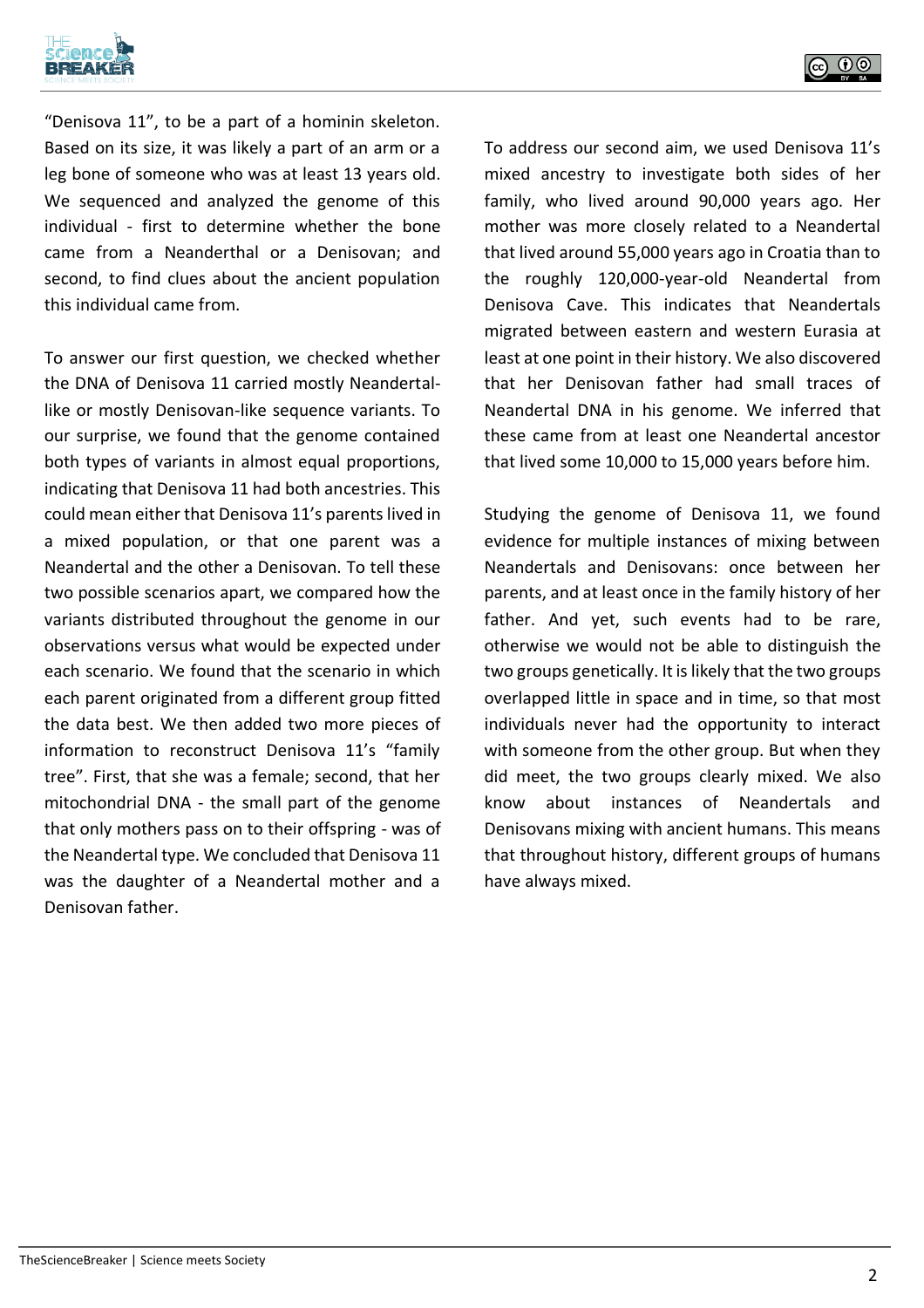"Denisova 11", to be a part of a hominin skeleton. Based on its size, it was likely a part of an arm or a leg bone of someone who was at least 13 years old. We sequenced and analyzed the genome of this individual - first to determine whether the bone came from a Neanderthal or a Denisovan; and second, to find clues about the ancient population this individual came from.

To answer our first question, we checked whether the DNA of Denisova 11 carried mostly Neandertal-like or mostly Denisovan-like sequence variants. To our surprise, we found that the genome contained both types of variants in almost equal proportions, indicating that Denisova 11 had both ancestries. This could mean either that Denisova 11's parents lived in a mixed population, or that one parent was a Neandertal and the other a Denisovan. To tell these two possible scenarios apart, we compared how the variants distributed throughout the genome in our observations versus what would be expected under each scenario. We found that the scenario in which each parent originated from a different group fitted the data best. We then added two more pieces of information to reconstruct Denisova 11's "family tree". First, that she was a female; second, that her mitochondrial DNA - the small part of the genome that only mothers pass on to their offspring - was of the Neandertal type. We concluded that Denisova 11 was the daughter of a Neandertal mother and a Denisovan father.

To address our second aim, we used Denisova 11's mixed ancestry to investigate both sides of her family, who lived around 90,000 years ago. Her mother was more closely related to a Neandertal that lived around 55,000 years ago in Croatia than to the roughly 120,000-year-old Neandertal from Denisova Cave. This indicates that Neandertals migrated between eastern and western Eurasia at least at one point in their history. We also discovered that her Denisovan father had small traces of Neandertal DNA in his genome. We inferred that these came from at least one Neandertal ancestor that lived some 10,000 to 15,000 years before him.

Studying the genome of Denisova 11, we found evidence for multiple instances of mixing between Neandertals and Denisovans: once between her parents, and at least once in the family history of her father. And yet, such events had to be rare, otherwise we would not be able to distinguish the two groups genetically. It is likely that the two groups overlapped little in space and in time, so that most individuals never had the opportunity to interact with someone from the other group. But when they did meet, the two groups clearly mixed. We also know about instances of Neandertals and Denisovans mixing with ancient humans. This means that throughout history, different groups of humans have always mixed.